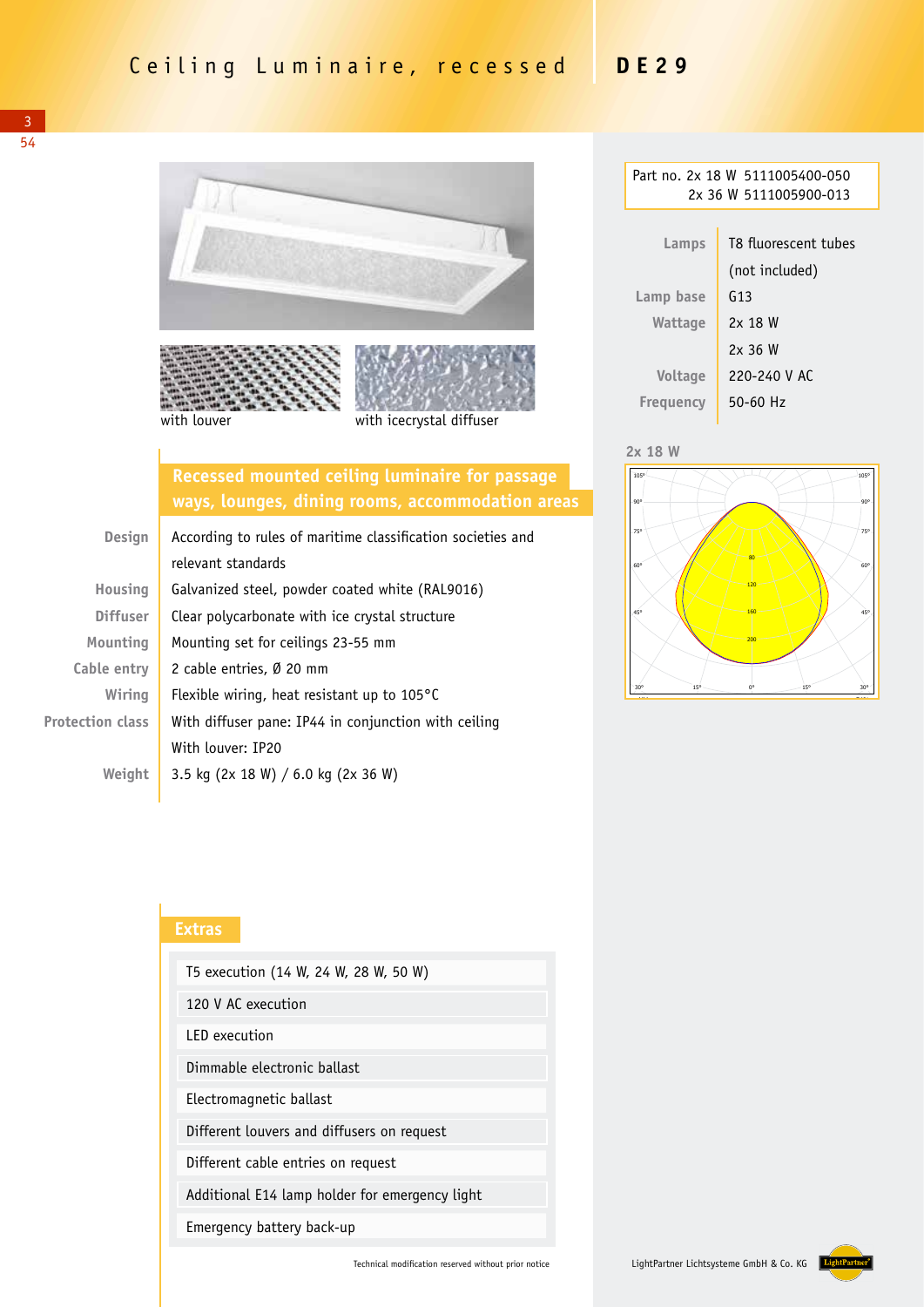# Ceiling Luminaire, recessed **DE29**

with louver

with icecrystal diffuser

## Recessed mounted ceiling luminaire for passage ways, lounges, dining rooms, accommodation areas

| | |
|---|---|
| Design | According to rules of maritime classification societies and relevant standards |
| Housing | Galvanized steel, powder coated white (RAL9016) |
| Diffuser | Clear polycarbonate with ice crystal structure |
| Mounting | Mounting set for ceilings 23-55 mm |
| Cable entry | 2 cable entries, Ø 20 mm |
| Wiring | Flexible wiring, heat resistant up to 105°C |
| Protection class | With diffuser pane: IP44 in conjunction with ceiling<br>With louver: IP20 |
| Weight | 3.5 kg (2x 18 W) / 6.0 kg (2x 36 W) |

Part no. 2x 18 W 5111005400-050
2x 36 W 5111005900-013

| | |
|---|---|
| Lamps | T8 fluorescent tubes (not included) |
| Lamp base | G13 |
| Wattage | 2x 18 W<br>2x 36 W |
| Voltage | 220-240 V AC |
| Frequency | 50-60 Hz |

2x 18 W

## Extras

- T5 execution (14 W, 24 W, 28 W, 50 W)
- 120 V AC execution
- LED execution
- Dimmable electronic ballast
- Electromagnetic ballast
- Different louvers and diffusers on request
- Different cable entries on request
- Additional E14 lamp holder for emergency light
- Emergency battery back-up

Technical modification reserved without prior notice

LightPartner Lichtsysteme GmbH & Co. KG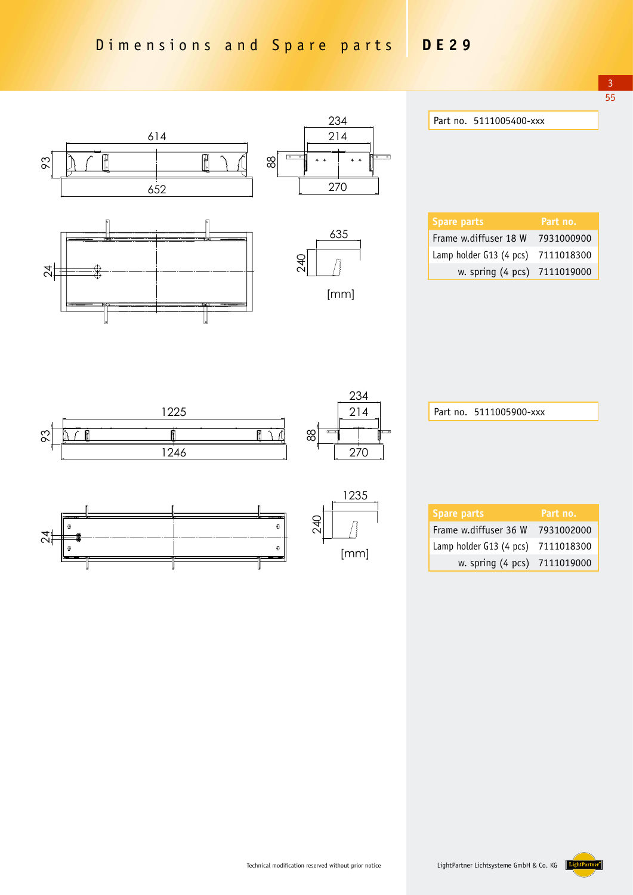# Dimensions and Spare parts DE29

614
652
93
234
214
88
270
24
635
240
[mm]

Part no. 5111005400-xxx

| Spare parts | Part no. |
|---|---|
| Frame w.diffuser 18 W | 7931000900 |
| Lamp holder G13 (4 pcs) | 7111018300 |
| w. spring (4 pcs) | 7111019000 |

1225
1246
93
234
214
88
270
24
1235
240
[mm]

Part no. 5111005900-xxx

| Spare parts | Part no. |
|---|---|
| Frame w.diffuser 36 W | 7931002000 |
| Lamp holder G13 (4 pcs) | 7111018300 |
| w. spring (4 pcs) | 7111019000 |

Technical modification reserved without prior notice

LightPartner Lichtsysteme GmbH & Co. KG